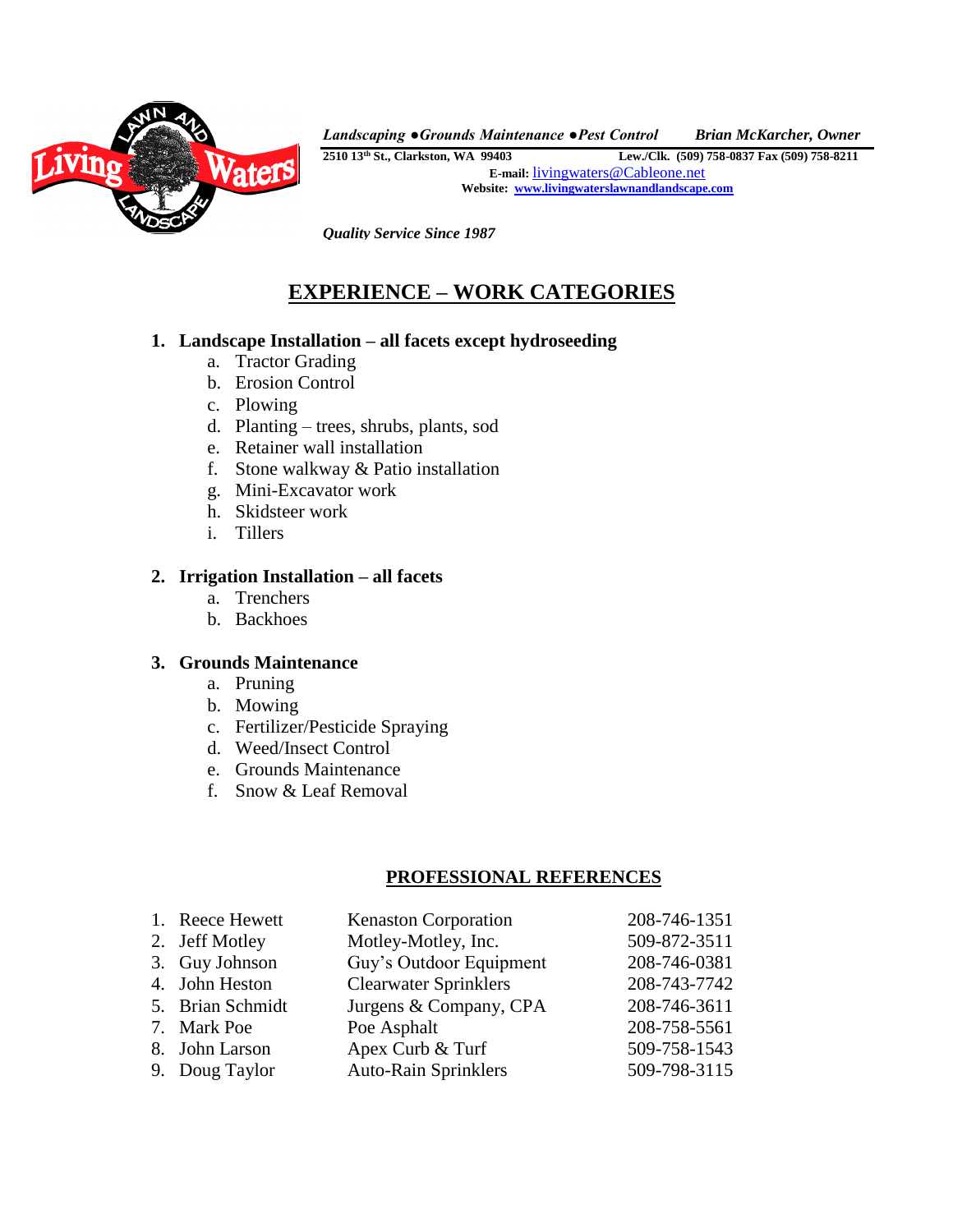*Landscaping ●Grounds Maintenance ●Pest Control* ***Brian McKarcher, Owner***

**2510 13th St., Clarkston, WA 99403** **Lew./Clk. (509) 758-0837 Fax (509) 758-8211**

**E-mail:** livingwaters@Cableone.net

**Website:** **www.livingwaterslawnandlandscape.com**

***Quality Service Since 1987***

# EXPERIENCE – WORK CATEGORIES

1. **Landscape Installation – all facets except hydroseeding**
   a. Tractor Grading
   b. Erosion Control
   c. Plowing
   d. Planting – trees, shrubs, plants, sod
   e. Retainer wall installation
   f. Stone walkway & Patio installation
   g. Mini-Excavator work
   h. Skidsteer work
   i. Tillers

2. **Irrigation Installation – all facets**
   a. Trenchers
   b. Backhoes

3. **Grounds Maintenance**
   a. Pruning
   b. Mowing
   c. Fertilizer/Pesticide Spraying
   d. Weed/Insect Control
   e. Grounds Maintenance
   f. Snow & Leaf Removal

## PROFESSIONAL REFERENCES

| | Name | Company | Phone |
|---|---|---|---|
| 1. | Reece Hewett | Kenaston Corporation | 208-746-1351 |
| 2. | Jeff Motley | Motley-Motley, Inc. | 509-872-3511 |
| 3. | Guy Johnson | Guy's Outdoor Equipment | 208-746-0381 |
| 4. | John Heston | Clearwater Sprinklers | 208-743-7742 |
| 5. | Brian Schmidt | Jurgens & Company, CPA | 208-746-3611 |
| 7. | Mark Poe | Poe Asphalt | 208-758-5561 |
| 8. | John Larson | Apex Curb & Turf | 509-758-1543 |
| 9. | Doug Taylor | Auto-Rain Sprinklers | 509-798-3115 |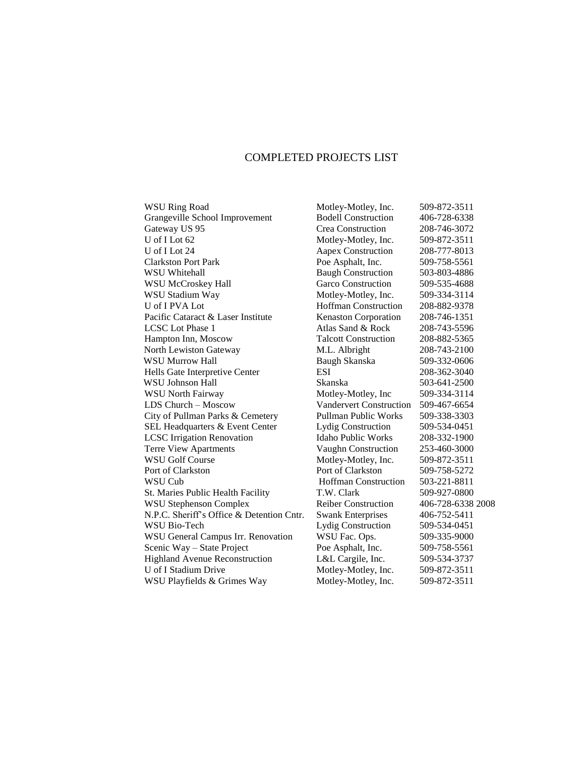# COMPLETED PROJECTS LIST

| | | |
|---|---|---|
| WSU Ring Road | Motley-Motley, Inc. | 509-872-3511 |
| Grangeville School Improvement | Bodell Construction | 406-728-6338 |
| Gateway US 95 | Crea Construction | 208-746-3072 |
| U of I Lot 62 | Motley-Motley, Inc. | 509-872-3511 |
| U of I Lot 24 | Aapex Construction | 208-777-8013 |
| Clarkston Port Park | Poe Asphalt, Inc. | 509-758-5561 |
| WSU Whitehall | Baugh Construction | 503-803-4886 |
| WSU McCroskey Hall | Garco Construction | 509-535-4688 |
| WSU Stadium Way | Motley-Motley, Inc. | 509-334-3114 |
| U of I PVA Lot | Hoffman Construction | 208-882-9378 |
| Pacific Cataract & Laser Institute | Kenaston Corporation | 208-746-1351 |
| LCSC Lot Phase 1 | Atlas Sand & Rock | 208-743-5596 |
| Hampton Inn, Moscow | Talcott Construction | 208-882-5365 |
| North Lewiston Gateway | M.L. Albright | 208-743-2100 |
| WSU Murrow Hall | Baugh Skanska | 509-332-0606 |
| Hells Gate Interpretive Center | ESI | 208-362-3040 |
| WSU Johnson Hall | Skanska | 503-641-2500 |
| WSU North Fairway | Motley-Motley, Inc | 509-334-3114 |
| LDS Church – Moscow | Vandervert Construction | 509-467-6654 |
| City of Pullman Parks & Cemetery | Pullman Public Works | 509-338-3303 |
| SEL Headquarters & Event Center | Lydig Construction | 509-534-0451 |
| LCSC Irrigation Renovation | Idaho Public Works | 208-332-1900 |
| Terre View Apartments | Vaughn Construction | 253-460-3000 |
| WSU Golf Course | Motley-Motley, Inc. | 509-872-3511 |
| Port of Clarkston | Port of Clarkston | 509-758-5272 |
| WSU Cub | Hoffman Construction | 503-221-8811 |
| St. Maries Public Health Facility | T.W. Clark | 509-927-0800 |
| WSU Stephenson Complex | Reiber Construction | 406-728-6338 2008 |
| N.P.C. Sheriff's Office & Detention Cntr. | Swank Enterprises | 406-752-5411 |
| WSU Bio-Tech | Lydig Construction | 509-534-0451 |
| WSU General Campus Irr. Renovation | WSU Fac. Ops. | 509-335-9000 |
| Scenic Way – State Project | Poe Asphalt, Inc. | 509-758-5561 |
| Highland Avenue Reconstruction | L&L Cargile, Inc. | 509-534-3737 |
| U of I Stadium Drive | Motley-Motley, Inc. | 509-872-3511 |
| WSU Playfields & Grimes Way | Motley-Motley, Inc. | 509-872-3511 |